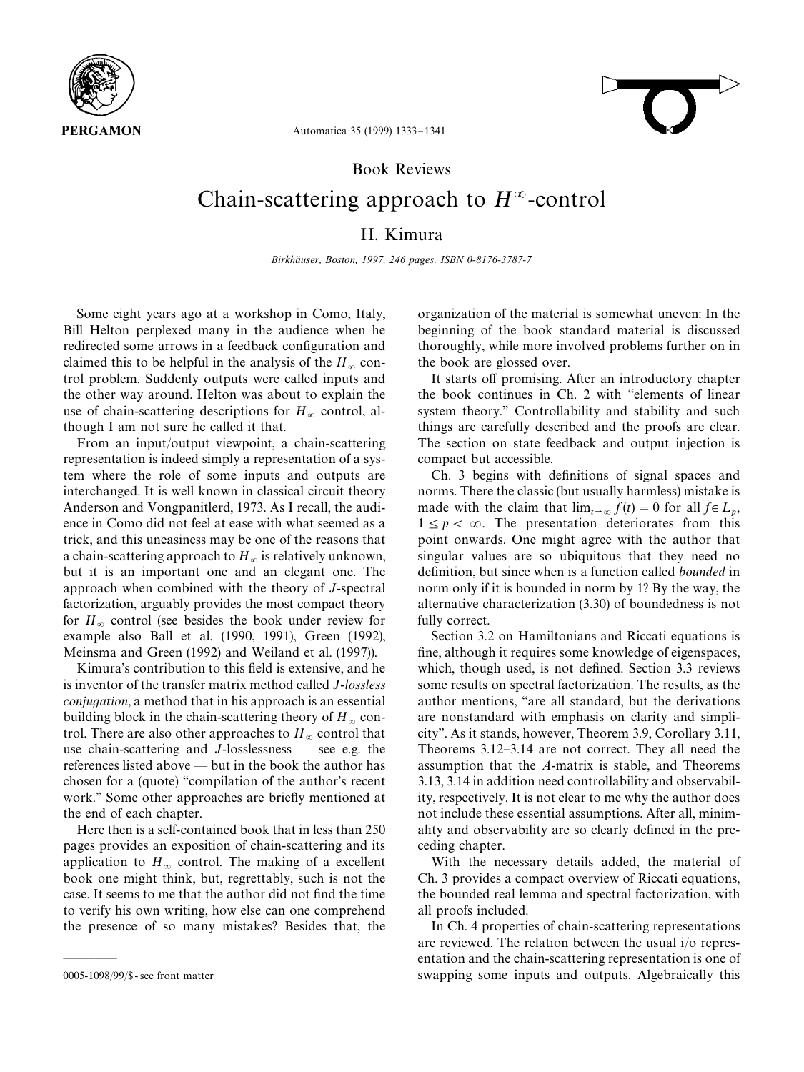Book Reviews

# Chain-scattering approach to $H^{\infty}$-control

H. Kimura

*Birkhäuser, Boston, 1997, 246 pages. ISBN 0-8176-3787-7*

Some eight years ago at a workshop in Como, Italy, Bill Helton perplexed many in the audience when he redirected some arrows in a feedback configuration and claimed this to be helpful in the analysis of the $H_{\infty}$ control problem. Suddenly outputs were called inputs and the other way around. Helton was about to explain the use of chain-scattering descriptions for $H_{\infty}$ control, although I am not sure he called it that.

From an input/output viewpoint, a chain-scattering representation is indeed simply a representation of a system where the role of some inputs and outputs are interchanged. It is well known in classical circuit theory Anderson and Vongpanitlerd, 1973. As I recall, the audience in Como did not feel at ease with what seemed as a trick, and this uneasiness may be one of the reasons that a chain-scattering approach to $H_{\infty}$ is relatively unknown, but it is an important one and an elegant one. The approach when combined with the theory of $J$-spectral factorization, arguably provides the most compact theory for $H_{\infty}$ control (see besides the book under review for example also Ball et al. (1990, 1991), Green (1992), Meinsma and Green (1992) and Weiland et al. (1997)).

Kimura's contribution to this field is extensive, and he is inventor of the transfer matrix method called *J-lossless conjugation*, a method that in his approach is an essential building block in the chain-scattering theory of $H_{\infty}$ control. There are also other approaches to $H_{\infty}$ control that use chain-scattering and $J$-losslessness — see e.g. the references listed above — but in the book the author has chosen for a (quote) "compilation of the author's recent work." Some other approaches are briefly mentioned at the end of each chapter.

Here then is a self-contained book that in less than 250 pages provides an exposition of chain-scattering and its application to $H_{\infty}$ control. The making of a excellent book one might think, but, regrettably, such is not the case. It seems to me that the author did not find the time to verify his own writing, how else can one comprehend the presence of so many mistakes? Besides that, the organization of the material is somewhat uneven: In the beginning of the book standard material is discussed thoroughly, while more involved problems further on in the book are glossed over.

It starts off promising. After an introductory chapter the book continues in Ch. 2 with "elements of linear system theory." Controllability and stability and such things are carefully described and the proofs are clear. The section on state feedback and output injection is compact but accessible.

Ch. 3 begins with definitions of signal spaces and norms. There the classic (but usually harmless) mistake is made with the claim that $\lim_{t\to\infty} f(t) = 0$ for all $f \in L_p$, $1 \le p < \infty$. The presentation deteriorates from this point onwards. One might agree with the author that singular values are so ubiquitous that they need no definition, but since when is a function called *bounded* in norm only if it is bounded in norm by 1? By the way, the alternative characterization (3.30) of boundedness is not fully correct.

Section 3.2 on Hamiltonians and Riccati equations is fine, although it requires some knowledge of eigenspaces, which, though used, is not defined. Section 3.3 reviews some results on spectral factorization. The results, as the author mentions, "are all standard, but the derivations are nonstandard with emphasis on clarity and simplicity". As it stands, however, Theorem 3.9, Corollary 3.11, Theorems 3.12–3.14 are not correct. They all need the assumption that the $A$-matrix is stable, and Theorems 3.13, 3.14 in addition need controllability and observability, respectively. It is not clear to me why the author does not include these essential assumptions. After all, minimality and observability are so clearly defined in the preceding chapter.

With the necessary details added, the material of Ch. 3 provides a compact overview of Riccati equations, the bounded real lemma and spectral factorization, with all proofs included.

In Ch. 4 properties of chain-scattering representations are reviewed. The relation between the usual i/o representation and the chain-scattering representation is one of swapping some inputs and outputs. Algebraically this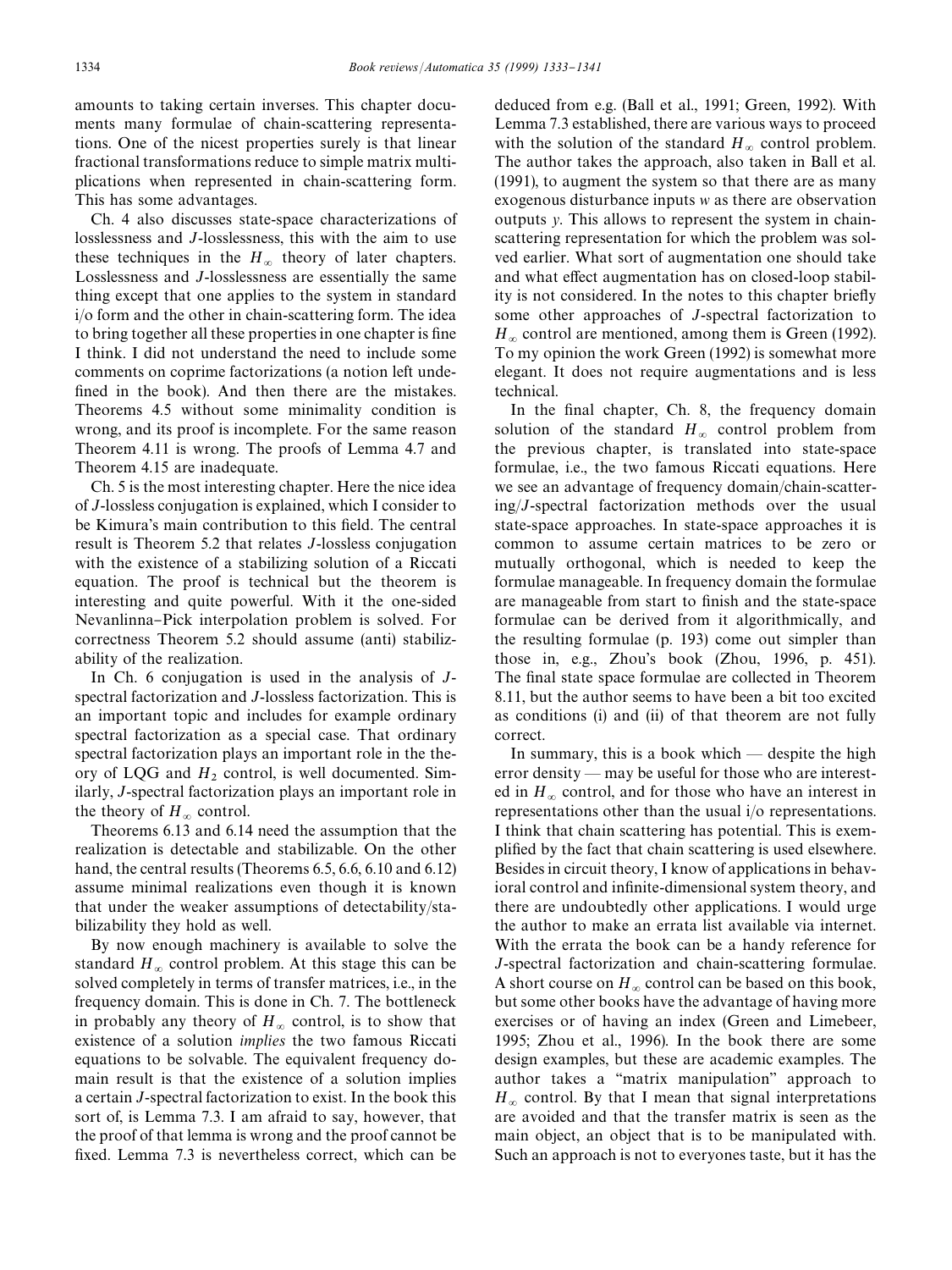amounts to taking certain inverses. This chapter documents many formulae of chain-scattering representations. One of the nicest properties surely is that linear fractional transformations reduce to simple matrix multiplications when represented in chain-scattering form. This has some advantages.

Ch. 4 also discusses state-space characterizations of losslessness and $J$-losslessness, this with the aim to use these techniques in the $H_\infty$ theory of later chapters. Losslessness and $J$-losslessness are essentially the same thing except that one applies to the system in standard i/o form and the other in chain-scattering form. The idea to bring together all these properties in one chapter is fine I think. I did not understand the need to include some comments on coprime factorizations (a notion left undefined in the book). And then there are the mistakes. Theorems 4.5 without some minimality condition is wrong, and its proof is incomplete. For the same reason Theorem 4.11 is wrong. The proofs of Lemma 4.7 and Theorem 4.15 are inadequate.

Ch. 5 is the most interesting chapter. Here the nice idea of $J$-lossless conjugation is explained, which I consider to be Kimura's main contribution to this field. The central result is Theorem 5.2 that relates $J$-lossless conjugation with the existence of a stabilizing solution of a Riccati equation. The proof is technical but the theorem is interesting and quite powerful. With it the one-sided Nevanlinna–Pick interpolation problem is solved. For correctness Theorem 5.2 should assume (anti) stabilizability of the realization.

In Ch. 6 conjugation is used in the analysis of $J$-spectral factorization and $J$-lossless factorization. This is an important topic and includes for example ordinary spectral factorization as a special case. That ordinary spectral factorization plays an important role in the theory of LQG and $H_2$ control, is well documented. Similarly, $J$-spectral factorization plays an important role in the theory of $H_\infty$ control.

Theorems 6.13 and 6.14 need the assumption that the realization is detectable and stabilizable. On the other hand, the central results (Theorems 6.5, 6.6, 6.10 and 6.12) assume minimal realizations even though it is known that under the weaker assumptions of detectability/stabilizability they hold as well.

By now enough machinery is available to solve the standard $H_\infty$ control problem. At this stage this can be solved completely in terms of transfer matrices, i.e., in the frequency domain. This is done in Ch. 7. The bottleneck in probably any theory of $H_\infty$ control, is to show that existence of a solution *implies* the two famous Riccati equations to be solvable. The equivalent frequency domain result is that the existence of a solution implies a certain $J$-spectral factorization to exist. In the book this sort of, is Lemma 7.3. I am afraid to say, however, that the proof of that lemma is wrong and the proof cannot be fixed. Lemma 7.3 is nevertheless correct, which can be deduced from e.g. (Ball et al., 1991; Green, 1992). With Lemma 7.3 established, there are various ways to proceed with the solution of the standard $H_\infty$ control problem. The author takes the approach, also taken in Ball et al. (1991), to augment the system so that there are as many exogenous disturbance inputs $w$ as there are observation outputs $y$. This allows to represent the system in chain-scattering representation for which the problem was solved earlier. What sort of augmentation one should take and what effect augmentation has on closed-loop stability is not considered. In the notes to this chapter briefly some other approaches of $J$-spectral factorization to $H_\infty$ control are mentioned, among them is Green (1992). To my opinion the work Green (1992) is somewhat more elegant. It does not require augmentations and is less technical.

In the final chapter, Ch. 8, the frequency domain solution of the standard $H_\infty$ control problem from the previous chapter, is translated into state-space formulae, i.e., the two famous Riccati equations. Here we see an advantage of frequency domain/chain-scattering/$J$-spectral factorization methods over the usual state-space approaches. In state-space approaches it is common to assume certain matrices to be zero or mutually orthogonal, which is needed to keep the formulae manageable. In frequency domain the formulae are manageable from start to finish and the state-space formulae can be derived from it algorithmically, and the resulting formulae (p. 193) come out simpler than those in, e.g., Zhou's book (Zhou, 1996, p. 451). The final state space formulae are collected in Theorem 8.11, but the author seems to have been a bit too excited as conditions (i) and (ii) of that theorem are not fully correct.

In summary, this is a book which — despite the high error density — may be useful for those who are interested in $H_\infty$ control, and for those who have an interest in representations other than the usual i/o representations. I think that chain scattering has potential. This is exemplified by the fact that chain scattering is used elsewhere. Besides in circuit theory, I know of applications in behavioral control and infinite-dimensional system theory, and there are undoubtedly other applications. I would urge the author to make an errata list available via internet. With the errata the book can be a handy reference for $J$-spectral factorization and chain-scattering formulae. A short course on $H_\infty$ control can be based on this book, but some other books have the advantage of having more exercises or of having an index (Green and Limebeer, 1995; Zhou et al., 1996). In the book there are some design examples, but these are academic examples. The author takes a "matrix manipulation" approach to $H_\infty$ control. By that I mean that signal interpretations are avoided and that the transfer matrix is seen as the main object, an object that is to be manipulated with. Such an approach is not to everyones taste, but it has the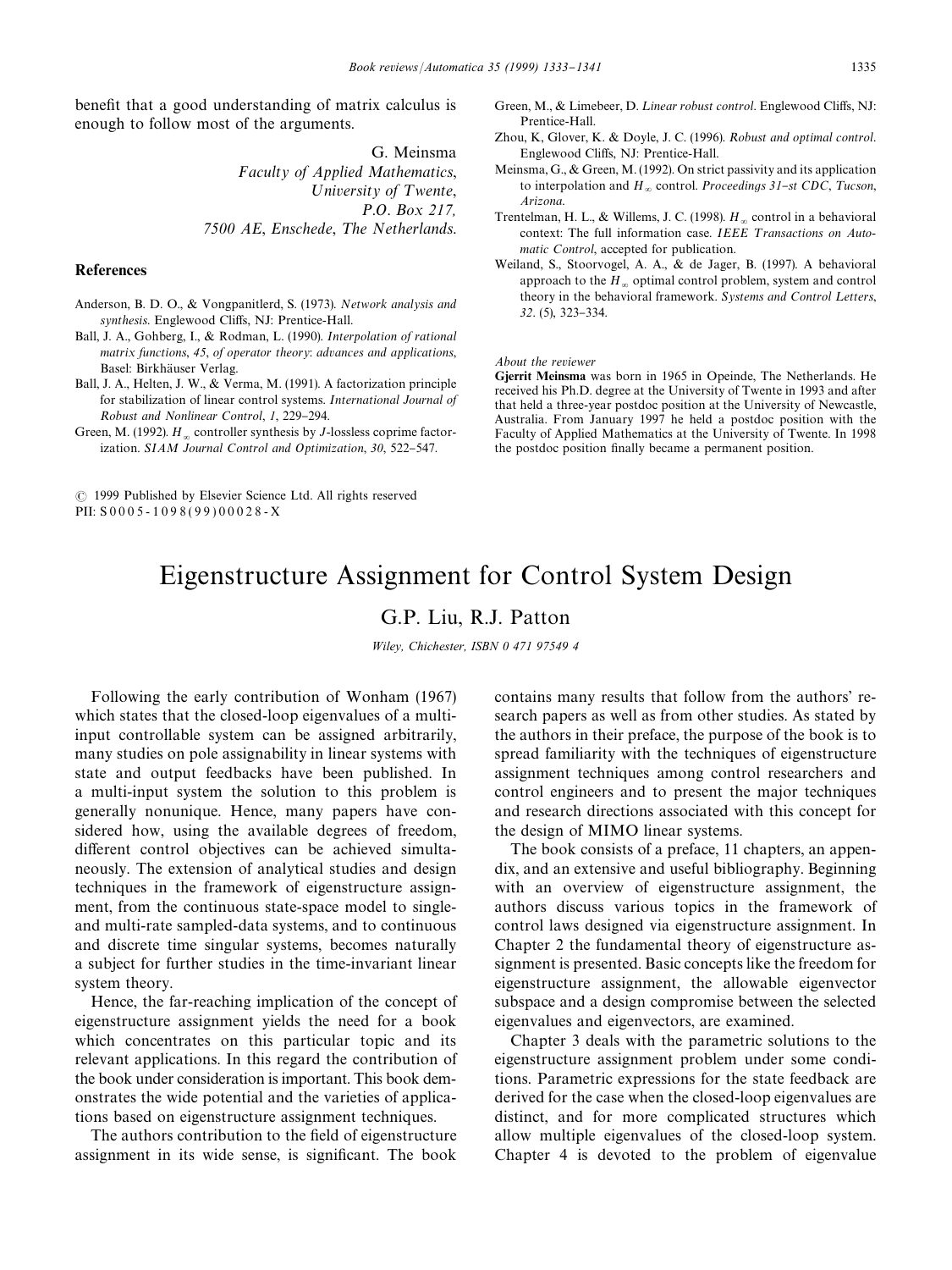benefit that a good understanding of matrix calculus is enough to follow most of the arguments.

G. Meinsma
*Faculty of Applied Mathematics,*
*University of Twente,*
*P.O. Box 217,*
*7500 AE, Enschede, The Netherlands.*

## References

Anderson, B. D. O., & Vongpanitlerd, S. (1973). *Network analysis and synthesis*. Englewood Cliffs, NJ: Prentice-Hall.

Ball, J. A., Gohberg, I., & Rodman, L. (1990). *Interpolation of rational matrix functions, 45, of operator theory: advances and applications*, Basel: Birkhäuser Verlag.

Ball, J. A., Helten, J. W., & Verma, M. (1991). A factorization principle for stabilization of linear control systems. *International Journal of Robust and Nonlinear Control*, *1*, 229–294.

Green, M. (1992). $H_\infty$ controller synthesis by *J*-lossless coprime factorization. *SIAM Journal Control and Optimization*, *30*, 522–547.

Green, M., & Limebeer, D. *Linear robust control*. Englewood Cliffs, NJ: Prentice-Hall.

Zhou, K, Glover, K. & Doyle, J. C. (1996). *Robust and optimal control*. Englewood Cliffs, NJ: Prentice-Hall.

Meinsma, G., & Green, M. (1992). On strict passivity and its application to interpolation and $H_\infty$ control. *Proceedings 31–st CDC, Tucson, Arizona.*

Trentelman, H. L., & Willems, J. C. (1998). $H_\infty$ control in a behavioral context: The full information case. *IEEE Transactions on Automatic Control*, accepted for publication.

Weiland, S., Stoorvogel, A. A., & de Jager, B. (1997). A behavioral approach to the $H_\infty$ optimal control problem, system and control theory in the behavioral framework. *Systems and Control Letters*, *32*. (5), 323–334.

*About the reviewer*
**Gjerrit Meinsma** was born in 1965 in Opeinde, The Netherlands. He received his Ph.D. degree at the University of Twente in 1993 and after that held a three-year postdoc position at the University of Newcastle, Australia. From January 1997 he held a postdoc position with the Faculty of Applied Mathematics at the University of Twente. In 1998 the postdoc position finally became a permanent position.

© 1999 Published by Elsevier Science Ltd. All rights reserved
PII: S0005-1098(99)00028-X

# Eigenstructure Assignment for Control System Design

## G.P. Liu, R.J. Patton

*Wiley, Chichester, ISBN 0 471 97549 4*

Following the early contribution of Wonham (1967) which states that the closed-loop eigenvalues of a multi-input controllable system can be assigned arbitrarily, many studies on pole assignability in linear systems with state and output feedbacks have been published. In a multi-input system the solution to this problem is generally nonunique. Hence, many papers have considered how, using the available degrees of freedom, different control objectives can be achieved simultaneously. The extension of analytical studies and design techniques in the framework of eigenstructure assignment, from the continuous state-space model to single- and multi-rate sampled-data systems, and to continuous and discrete time singular systems, becomes naturally a subject for further studies in the time-invariant linear system theory.

Hence, the far-reaching implication of the concept of eigenstructure assignment yields the need for a book which concentrates on this particular topic and its relevant applications. In this regard the contribution of the book under consideration is important. This book demonstrates the wide potential and the varieties of applications based on eigenstructure assignment techniques.

The authors contribution to the field of eigenstructure assignment in its wide sense, is significant. The book contains many results that follow from the authors' research papers as well as from other studies. As stated by the authors in their preface, the purpose of the book is to spread familiarity with the techniques of eigenstructure assignment techniques among control researchers and control engineers and to present the major techniques and research directions associated with this concept for the design of MIMO linear systems.

The book consists of a preface, 11 chapters, an appendix, and an extensive and useful bibliography. Beginning with an overview of eigenstructure assignment, the authors discuss various topics in the framework of control laws designed via eigenstructure assignment. In Chapter 2 the fundamental theory of eigenstructure assignment is presented. Basic concepts like the freedom for eigenstructure assignment, the allowable eigenvector subspace and a design compromise between the selected eigenvalues and eigenvectors, are examined.

Chapter 3 deals with the parametric solutions to the eigenstructure assignment problem under some conditions. Parametric expressions for the state feedback are derived for the case when the closed-loop eigenvalues are distinct, and for more complicated structures which allow multiple eigenvalues of the closed-loop system. Chapter 4 is devoted to the problem of eigenvalue